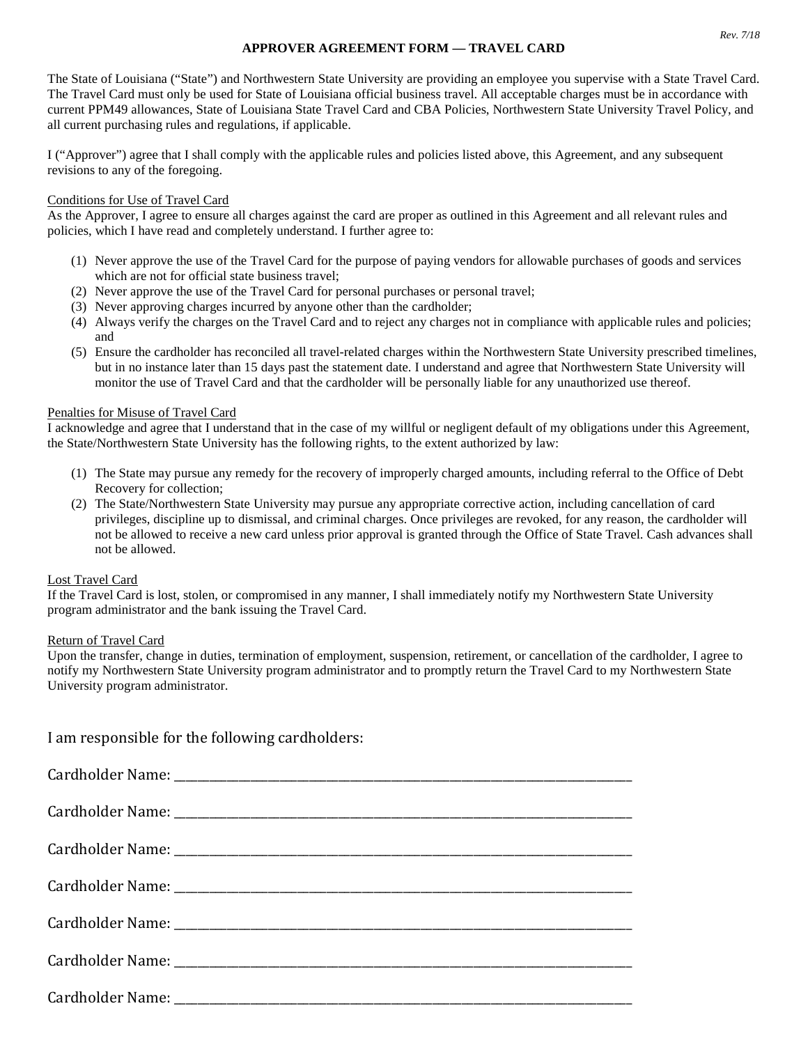Rev. 7/18

# APPROVER AGREEMENT FORM — TRAVEL CARD

The State of Louisiana ("State") and Northwestern State University are providing an employee you supervise with a State Travel Card. The Travel Card must only be used for State of Louisiana official business travel. All acceptable charges must be in accordance with current PPM49 allowances, State of Louisiana State Travel Card and CBA Policies, Northwestern State University Travel Policy, and all current purchasing rules and regulations, if applicable.

I ("Approver") agree that I shall comply with the applicable rules and policies listed above, this Agreement, and any subsequent revisions to any of the foregoing.

Conditions for Use of Travel Card

As the Approver, I agree to ensure all charges against the card are proper as outlined in this Agreement and all relevant rules and policies, which I have read and completely understand. I further agree to:

(1) Never approve the use of the Travel Card for the purpose of paying vendors for allowable purchases of goods and services which are not for official state business travel;
(2) Never approve the use of the Travel Card for personal purchases or personal travel;
(3) Never approving charges incurred by anyone other than the cardholder;
(4) Always verify the charges on the Travel Card and to reject any charges not in compliance with applicable rules and policies; and
(5) Ensure the cardholder has reconciled all travel-related charges within the Northwestern State University prescribed timelines, but in no instance later than 15 days past the statement date. I understand and agree that Northwestern State University will monitor the use of Travel Card and that the cardholder will be personally liable for any unauthorized use thereof.

Penalties for Misuse of Travel Card

I acknowledge and agree that I understand that in the case of my willful or negligent default of my obligations under this Agreement, the State/Northwestern State University has the following rights, to the extent authorized by law:

(1) The State may pursue any remedy for the recovery of improperly charged amounts, including referral to the Office of Debt Recovery for collection;
(2) The State/Northwestern State University may pursue any appropriate corrective action, including cancellation of card privileges, discipline up to dismissal, and criminal charges. Once privileges are revoked, for any reason, the cardholder will not be allowed to receive a new card unless prior approval is granted through the Office of State Travel. Cash advances shall not be allowed.

Lost Travel Card

If the Travel Card is lost, stolen, or compromised in any manner, I shall immediately notify my Northwestern State University program administrator and the bank issuing the Travel Card.

Return of Travel Card

Upon the transfer, change in duties, termination of employment, suspension, retirement, or cancellation of the cardholder, I agree to notify my Northwestern State University program administrator and to promptly return the Travel Card to my Northwestern State University program administrator.

I am responsible for the following cardholders:

Cardholder Name: ______________________________________________________________

Cardholder Name: ______________________________________________________________

Cardholder Name: ______________________________________________________________

Cardholder Name: ______________________________________________________________

Cardholder Name: ______________________________________________________________

Cardholder Name: ______________________________________________________________

Cardholder Name: ______________________________________________________________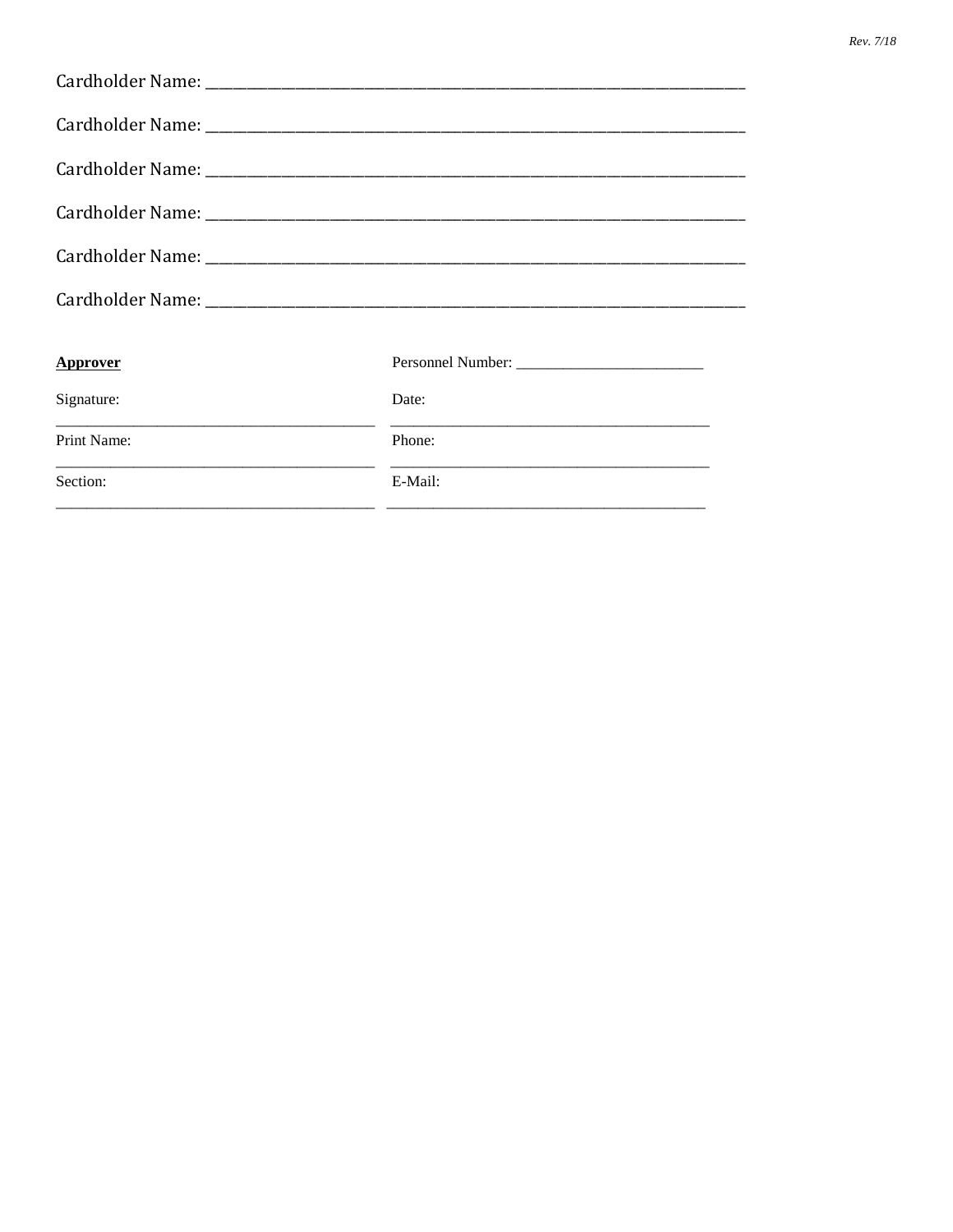Cardholder Name: ______________________________________________________________________

Cardholder Name: ______________________________________________________________________

Cardholder Name: ______________________________________________________________________

Cardholder Name: ______________________________________________________________________

Cardholder Name: ______________________________________________________________________

Cardholder Name: ______________________________________________________________________

**Approver**

Personnel Number: ________________________

Signature: ________________________________________

Date: ________________________________________

Print Name: ________________________________________

Phone: ________________________________________

Section: ________________________________________

E-Mail: ________________________________________